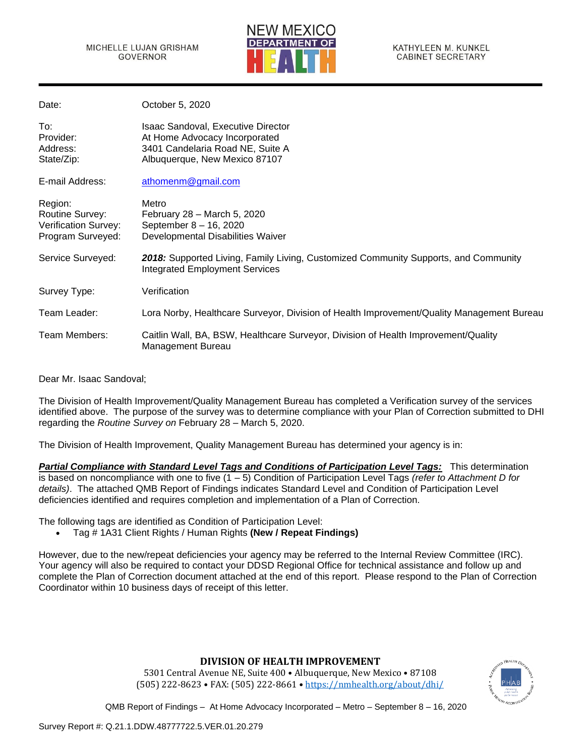MICHELLE LUJAN GRISHAM
GOVERNOR

NEW MEXICO DEPARTMENT OF HEALTH

KATHYLEEN M. KUNKEL
CABINET SECRETARY

| | |
|---|---|
| Date: | October 5, 2020 |
| To: | Isaac Sandoval, Executive Director |
| Provider: | At Home Advocacy Incorporated |
| Address: | 3401 Candelaria Road NE, Suite A |
| State/Zip: | Albuquerque, New Mexico 87107 |
| E-mail Address: | athomenm@gmail.com |
| Region: | Metro |
| Routine Survey: | February 28 – March 5, 2020 |
| Verification Survey: | September 8 – 16, 2020 |
| Program Surveyed: | Developmental Disabilities Waiver |
| Service Surveyed: | ***2018:*** Supported Living, Family Living, Customized Community Supports, and Community Integrated Employment Services |
| Survey Type: | Verification |
| Team Leader: | Lora Norby, Healthcare Surveyor, Division of Health Improvement/Quality Management Bureau |
| Team Members: | Caitlin Wall, BA, BSW, Healthcare Surveyor, Division of Health Improvement/Quality Management Bureau |

Dear Mr. Isaac Sandoval;

The Division of Health Improvement/Quality Management Bureau has completed a Verification survey of the services identified above. The purpose of the survey was to determine compliance with your Plan of Correction submitted to DHI regarding the *Routine Survey on* February 28 – March 5, 2020.

The Division of Health Improvement, Quality Management Bureau has determined your agency is in:

***Partial Compliance with Standard Level Tags and Conditions of Participation Level Tags:*** This determination is based on noncompliance with one to five (1 – 5) Condition of Participation Level Tags *(refer to Attachment D for details)*. The attached QMB Report of Findings indicates Standard Level and Condition of Participation Level deficiencies identified and requires completion and implementation of a Plan of Correction.

The following tags are identified as Condition of Participation Level:

- Tag # 1A31 Client Rights / Human Rights **(New / Repeat Findings)**

However, due to the new/repeat deficiencies your agency may be referred to the Internal Review Committee (IRC). Your agency will also be required to contact your DDSD Regional Office for technical assistance and follow up and complete the Plan of Correction document attached at the end of this report. Please respond to the Plan of Correction Coordinator within 10 business days of receipt of this letter.

**DIVISION OF HEALTH IMPROVEMENT**
5301 Central Avenue NE, Suite 400 • Albuquerque, New Mexico • 87108
(505) 222-8623 • FAX: (505) 222-8661 • https://nmhealth.org/about/dhi/

QMB Report of Findings – At Home Advocacy Incorporated – Metro – September 8 – 16, 2020

Survey Report #: Q.21.1.DDW.48777722.5.VER.01.20.279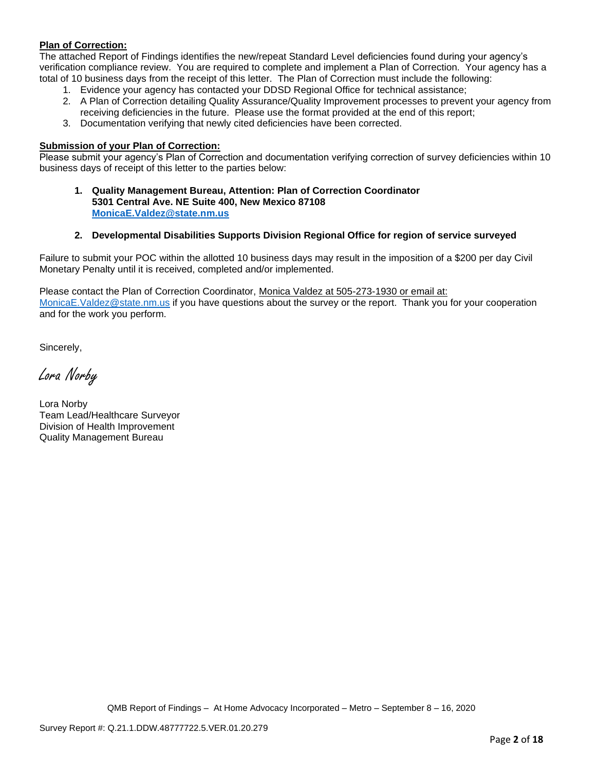**Plan of Correction:**

The attached Report of Findings identifies the new/repeat Standard Level deficiencies found during your agency's verification compliance review. You are required to complete and implement a Plan of Correction. Your agency has a total of 10 business days from the receipt of this letter. The Plan of Correction must include the following:

1. Evidence your agency has contacted your DDSD Regional Office for technical assistance;
2. A Plan of Correction detailing Quality Assurance/Quality Improvement processes to prevent your agency from receiving deficiencies in the future. Please use the format provided at the end of this report;
3. Documentation verifying that newly cited deficiencies have been corrected.

**Submission of your Plan of Correction:**

Please submit your agency's Plan of Correction and documentation verifying correction of survey deficiencies within 10 business days of receipt of this letter to the parties below:

1. **Quality Management Bureau, Attention: Plan of Correction Coordinator**
   **5301 Central Ave. NE Suite 400, New Mexico 87108**
   **MonicaE.Valdez@state.nm.us**

2. **Developmental Disabilities Supports Division Regional Office for region of service surveyed**

Failure to submit your POC within the allotted 10 business days may result in the imposition of a $200 per day Civil Monetary Penalty until it is received, completed and/or implemented.

Please contact the Plan of Correction Coordinator, Monica Valdez at 505-273-1930 or email at: MonicaE.Valdez@state.nm.us if you have questions about the survey or the report. Thank you for your cooperation and for the work you perform.

Sincerely,

*Lora Norby*

Lora Norby
Team Lead/Healthcare Surveyor
Division of Health Improvement
Quality Management Bureau

QMB Report of Findings – At Home Advocacy Incorporated – Metro – September 8 – 16, 2020

Survey Report #: Q.21.1.DDW.48777722.5.VER.01.20.279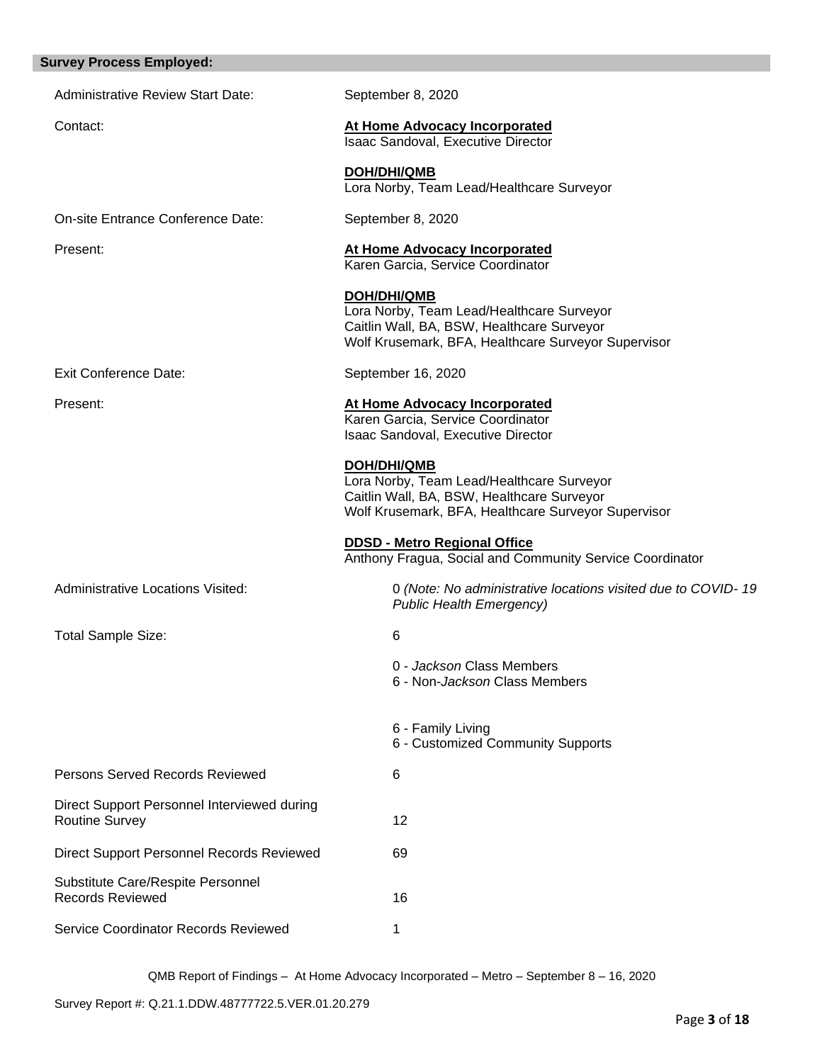## Survey Process Employed:

Administrative Review Start Date: September 8, 2020

Contact: **At Home Advocacy Incorporated**
Isaac Sandoval, Executive Director

**DOH/DHI/QMB**
Lora Norby, Team Lead/Healthcare Surveyor

On-site Entrance Conference Date: September 8, 2020

Present: **At Home Advocacy Incorporated**
Karen Garcia, Service Coordinator

**DOH/DHI/QMB**
Lora Norby, Team Lead/Healthcare Surveyor
Caitlin Wall, BA, BSW, Healthcare Surveyor
Wolf Krusemark, BFA, Healthcare Surveyor Supervisor

Exit Conference Date: September 16, 2020

Present: **At Home Advocacy Incorporated**
Karen Garcia, Service Coordinator
Isaac Sandoval, Executive Director

**DOH/DHI/QMB**
Lora Norby, Team Lead/Healthcare Surveyor
Caitlin Wall, BA, BSW, Healthcare Surveyor
Wolf Krusemark, BFA, Healthcare Surveyor Supervisor

**DDSD - Metro Regional Office**
Anthony Fragua, Social and Community Service Coordinator

Administrative Locations Visited: 0 *(Note: No administrative locations visited due to COVID- 19 Public Health Emergency)*

Total Sample Size: 6

0 - *Jackson* Class Members
6 - Non-*Jackson* Class Members

6 - Family Living
6 - Customized Community Supports

Persons Served Records Reviewed: 6

Direct Support Personnel Interviewed during Routine Survey: 12

Direct Support Personnel Records Reviewed: 69

Substitute Care/Respite Personnel Records Reviewed: 16

Service Coordinator Records Reviewed: 1

QMB Report of Findings – At Home Advocacy Incorporated – Metro – September 8 – 16, 2020

Survey Report #: Q.21.1.DDW.48777722.5.VER.01.20.279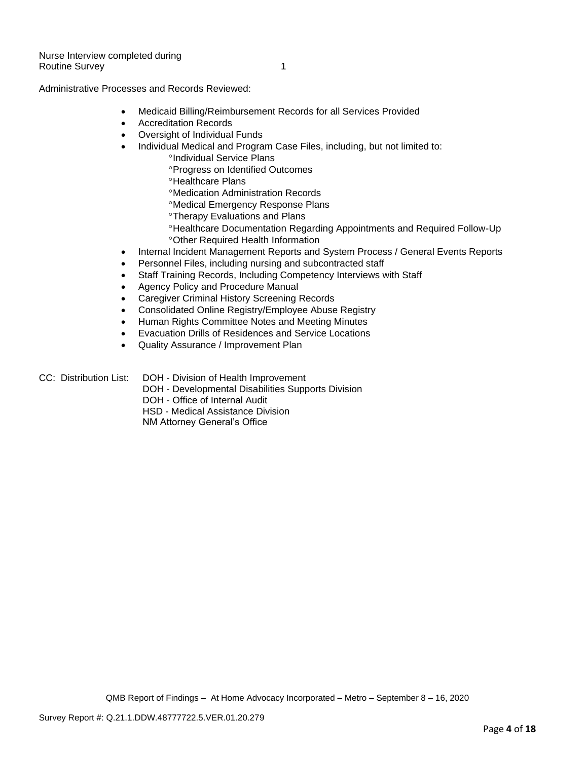Nurse Interview completed during Routine Survey 1

Administrative Processes and Records Reviewed:

- Medicaid Billing/Reimbursement Records for all Services Provided
- Accreditation Records
- Oversight of Individual Funds
- Individual Medical and Program Case Files, including, but not limited to:
  - °Individual Service Plans
  - °Progress on Identified Outcomes
  - °Healthcare Plans
  - °Medication Administration Records
  - °Medical Emergency Response Plans
  - °Therapy Evaluations and Plans
  - °Healthcare Documentation Regarding Appointments and Required Follow-Up
  - °Other Required Health Information
- Internal Incident Management Reports and System Process / General Events Reports
- Personnel Files, including nursing and subcontracted staff
- Staff Training Records, Including Competency Interviews with Staff
- Agency Policy and Procedure Manual
- Caregiver Criminal History Screening Records
- Consolidated Online Registry/Employee Abuse Registry
- Human Rights Committee Notes and Meeting Minutes
- Evacuation Drills of Residences and Service Locations
- Quality Assurance / Improvement Plan

CC: Distribution List:
DOH - Division of Health Improvement
DOH - Developmental Disabilities Supports Division
DOH - Office of Internal Audit
HSD - Medical Assistance Division
NM Attorney General's Office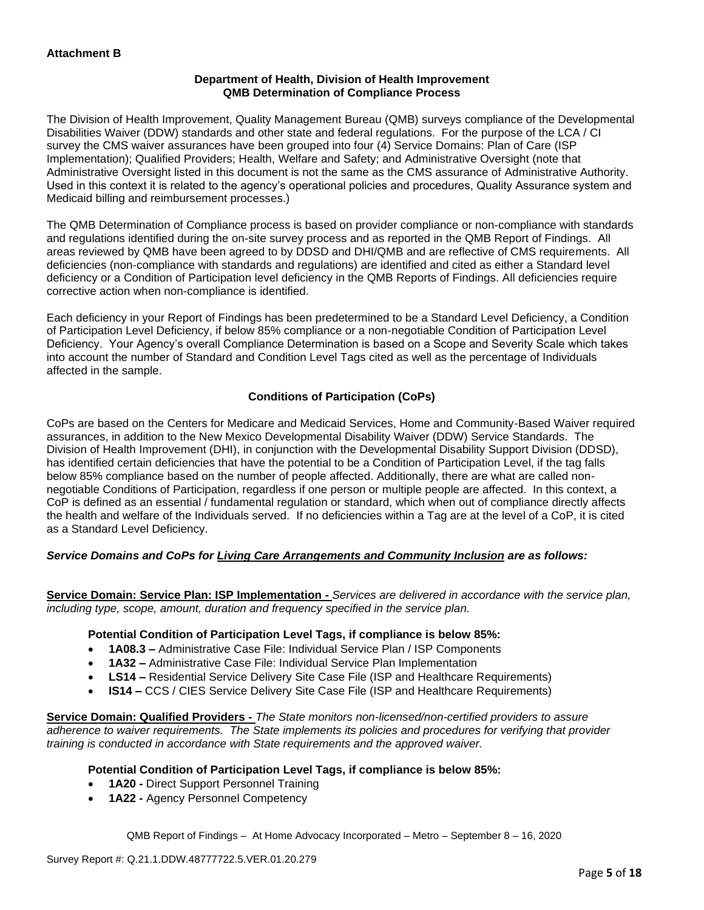**Attachment B**

**Department of Health, Division of Health Improvement**
**QMB Determination of Compliance Process**

The Division of Health Improvement, Quality Management Bureau (QMB) surveys compliance of the Developmental Disabilities Waiver (DDW) standards and other state and federal regulations. For the purpose of the LCA / CI survey the CMS waiver assurances have been grouped into four (4) Service Domains: Plan of Care (ISP Implementation); Qualified Providers; Health, Welfare and Safety; and Administrative Oversight (note that Administrative Oversight listed in this document is not the same as the CMS assurance of Administrative Authority. Used in this context it is related to the agency's operational policies and procedures, Quality Assurance system and Medicaid billing and reimbursement processes.)

The QMB Determination of Compliance process is based on provider compliance or non-compliance with standards and regulations identified during the on-site survey process and as reported in the QMB Report of Findings. All areas reviewed by QMB have been agreed to by DDSD and DHI/QMB and are reflective of CMS requirements. All deficiencies (non-compliance with standards and regulations) are identified and cited as either a Standard level deficiency or a Condition of Participation level deficiency in the QMB Reports of Findings. All deficiencies require corrective action when non-compliance is identified.

Each deficiency in your Report of Findings has been predetermined to be a Standard Level Deficiency, a Condition of Participation Level Deficiency, if below 85% compliance or a non-negotiable Condition of Participation Level Deficiency. Your Agency's overall Compliance Determination is based on a Scope and Severity Scale which takes into account the number of Standard and Condition Level Tags cited as well as the percentage of Individuals affected in the sample.

**Conditions of Participation (CoPs)**

CoPs are based on the Centers for Medicare and Medicaid Services, Home and Community-Based Waiver required assurances, in addition to the New Mexico Developmental Disability Waiver (DDW) Service Standards. The Division of Health Improvement (DHI), in conjunction with the Developmental Disability Support Division (DDSD), has identified certain deficiencies that have the potential to be a Condition of Participation Level, if the tag falls below 85% compliance based on the number of people affected. Additionally, there are what are called non-negotiable Conditions of Participation, regardless if one person or multiple people are affected. In this context, a CoP is defined as an essential / fundamental regulation or standard, which when out of compliance directly affects the health and welfare of the Individuals served. If no deficiencies within a Tag are at the level of a CoP, it is cited as a Standard Level Deficiency.

***Service Domains and CoPs for Living Care Arrangements and Community Inclusion are as follows:***

**Service Domain: Service Plan: ISP Implementation -** *Services are delivered in accordance with the service plan, including type, scope, amount, duration and frequency specified in the service plan.*

**Potential Condition of Participation Level Tags, if compliance is below 85%:**

- **1A08.3 –** Administrative Case File: Individual Service Plan / ISP Components
- **1A32 –** Administrative Case File: Individual Service Plan Implementation
- **LS14 –** Residential Service Delivery Site Case File (ISP and Healthcare Requirements)
- **IS14 –** CCS / CIES Service Delivery Site Case File (ISP and Healthcare Requirements)

**Service Domain: Qualified Providers -** *The State monitors non-licensed/non-certified providers to assure adherence to waiver requirements. The State implements its policies and procedures for verifying that provider training is conducted in accordance with State requirements and the approved waiver.*

**Potential Condition of Participation Level Tags, if compliance is below 85%:**

- **1A20 -** Direct Support Personnel Training
- **1A22 -** Agency Personnel Competency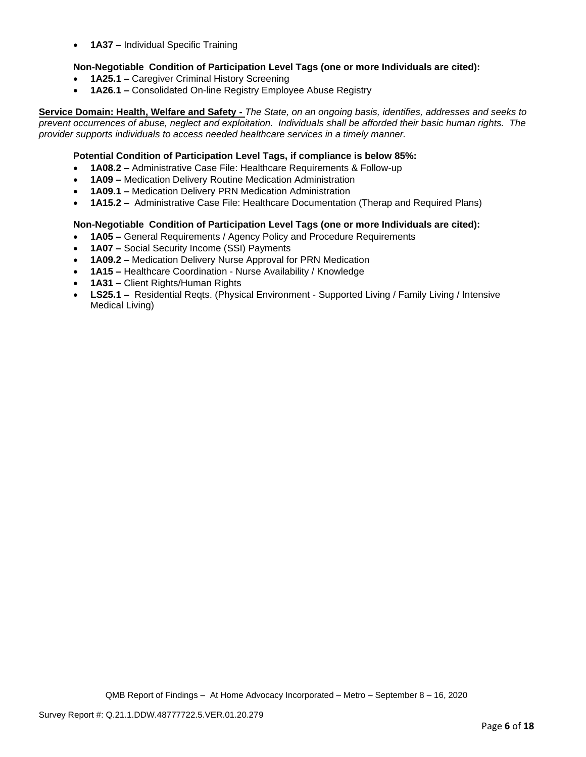- **1A37 –** Individual Specific Training

**Non-Negotiable Condition of Participation Level Tags (one or more Individuals are cited):**

- **1A25.1 –** Caregiver Criminal History Screening
- **1A26.1 –** Consolidated On-line Registry Employee Abuse Registry

**Service Domain: Health, Welfare and Safety -** *The State, on an ongoing basis, identifies, addresses and seeks to prevent occurrences of abuse, neglect and exploitation. Individuals shall be afforded their basic human rights. The provider supports individuals to access needed healthcare services in a timely manner.*

**Potential Condition of Participation Level Tags, if compliance is below 85%:**

- **1A08.2 –** Administrative Case File: Healthcare Requirements & Follow-up
- **1A09 –** Medication Delivery Routine Medication Administration
- **1A09.1 –** Medication Delivery PRN Medication Administration
- **1A15.2 –** Administrative Case File: Healthcare Documentation (Therap and Required Plans)

**Non-Negotiable Condition of Participation Level Tags (one or more Individuals are cited):**

- **1A05 –** General Requirements / Agency Policy and Procedure Requirements
- **1A07 –** Social Security Income (SSI) Payments
- **1A09.2 –** Medication Delivery Nurse Approval for PRN Medication
- **1A15 –** Healthcare Coordination - Nurse Availability / Knowledge
- **1A31 –** Client Rights/Human Rights
- **LS25.1 –** Residential Reqts. (Physical Environment - Supported Living / Family Living / Intensive Medical Living)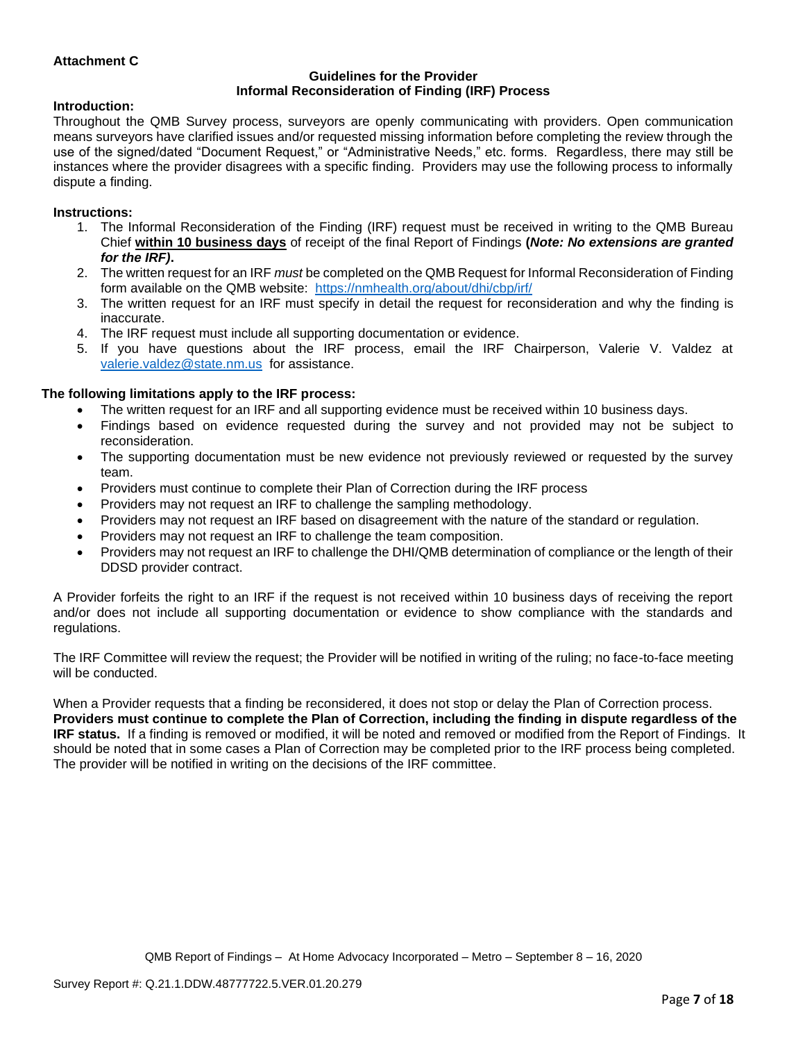**Attachment C**

**Guidelines for the Provider**
**Informal Reconsideration of Finding (IRF) Process**

**Introduction:**

Throughout the QMB Survey process, surveyors are openly communicating with providers. Open communication means surveyors have clarified issues and/or requested missing information before completing the review through the use of the signed/dated "Document Request," or "Administrative Needs," etc. forms. Regardless, there may still be instances where the provider disagrees with a specific finding. Providers may use the following process to informally dispute a finding.

**Instructions:**

1. The Informal Reconsideration of the Finding (IRF) request must be received in writing to the QMB Bureau Chief **within 10 business days** of receipt of the final Report of Findings **(*Note: No extensions are granted for the IRF)*.**
2. The written request for an IRF *must* be completed on the QMB Request for Informal Reconsideration of Finding form available on the QMB website: https://nmhealth.org/about/dhi/cbp/irf/
3. The written request for an IRF must specify in detail the request for reconsideration and why the finding is inaccurate.
4. The IRF request must include all supporting documentation or evidence.
5. If you have questions about the IRF process, email the IRF Chairperson, Valerie V. Valdez at valerie.valdez@state.nm.us for assistance.

**The following limitations apply to the IRF process:**

- The written request for an IRF and all supporting evidence must be received within 10 business days.
- Findings based on evidence requested during the survey and not provided may not be subject to reconsideration.
- The supporting documentation must be new evidence not previously reviewed or requested by the survey team.
- Providers must continue to complete their Plan of Correction during the IRF process
- Providers may not request an IRF to challenge the sampling methodology.
- Providers may not request an IRF based on disagreement with the nature of the standard or regulation.
- Providers may not request an IRF to challenge the team composition.
- Providers may not request an IRF to challenge the DHI/QMB determination of compliance or the length of their DDSD provider contract.

A Provider forfeits the right to an IRF if the request is not received within 10 business days of receiving the report and/or does not include all supporting documentation or evidence to show compliance with the standards and regulations.

The IRF Committee will review the request; the Provider will be notified in writing of the ruling; no face-to-face meeting will be conducted.

When a Provider requests that a finding be reconsidered, it does not stop or delay the Plan of Correction process. **Providers must continue to complete the Plan of Correction, including the finding in dispute regardless of the IRF status.** If a finding is removed or modified, it will be noted and removed or modified from the Report of Findings. It should be noted that in some cases a Plan of Correction may be completed prior to the IRF process being completed. The provider will be notified in writing on the decisions of the IRF committee.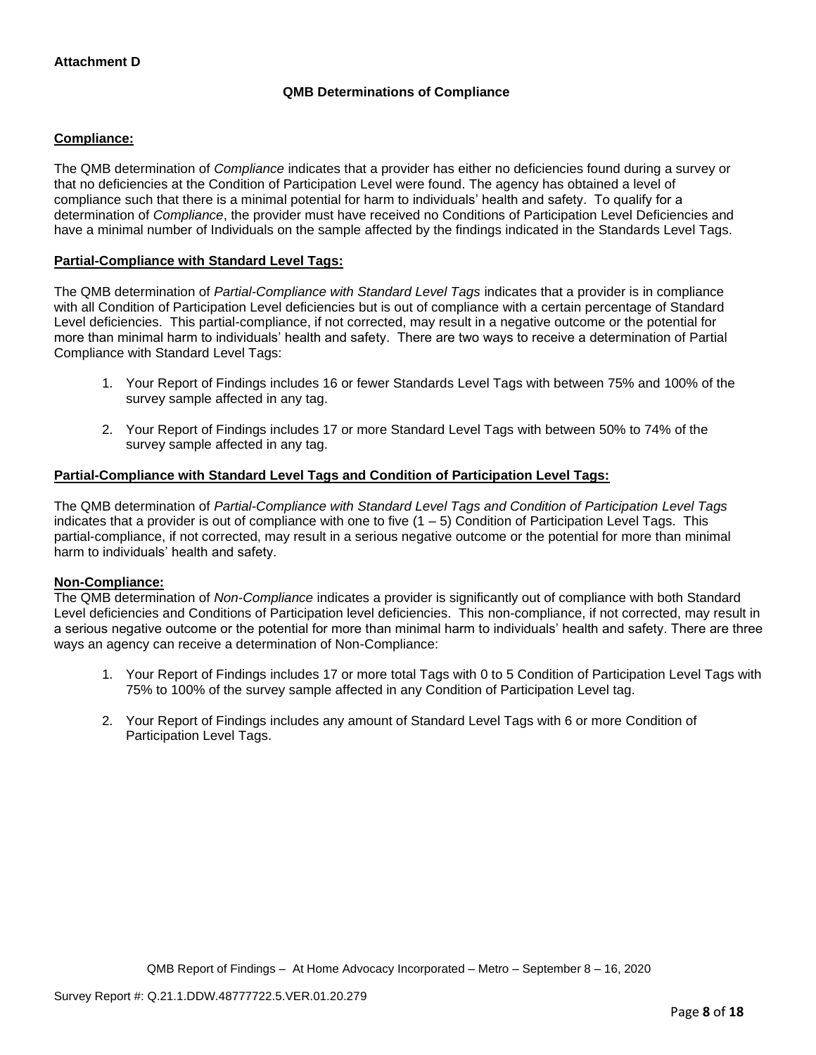**Attachment D**

## QMB Determinations of Compliance

**Compliance:**

The QMB determination of *Compliance* indicates that a provider has either no deficiencies found during a survey or that no deficiencies at the Condition of Participation Level were found. The agency has obtained a level of compliance such that there is a minimal potential for harm to individuals' health and safety. To qualify for a determination of *Compliance*, the provider must have received no Conditions of Participation Level Deficiencies and have a minimal number of Individuals on the sample affected by the findings indicated in the Standards Level Tags.

**Partial-Compliance with Standard Level Tags:**

The QMB determination of *Partial-Compliance with Standard Level Tags* indicates that a provider is in compliance with all Condition of Participation Level deficiencies but is out of compliance with a certain percentage of Standard Level deficiencies. This partial-compliance, if not corrected, may result in a negative outcome or the potential for more than minimal harm to individuals' health and safety. There are two ways to receive a determination of Partial Compliance with Standard Level Tags:

1. Your Report of Findings includes 16 or fewer Standards Level Tags with between 75% and 100% of the survey sample affected in any tag.
2. Your Report of Findings includes 17 or more Standard Level Tags with between 50% to 74% of the survey sample affected in any tag.

**Partial-Compliance with Standard Level Tags and Condition of Participation Level Tags:**

The QMB determination of *Partial-Compliance with Standard Level Tags and Condition of Participation Level Tags* indicates that a provider is out of compliance with one to five (1 – 5) Condition of Participation Level Tags. This partial-compliance, if not corrected, may result in a serious negative outcome or the potential for more than minimal harm to individuals' health and safety.

**Non-Compliance:**

The QMB determination of *Non-Compliance* indicates a provider is significantly out of compliance with both Standard Level deficiencies and Conditions of Participation level deficiencies. This non-compliance, if not corrected, may result in a serious negative outcome or the potential for more than minimal harm to individuals' health and safety. There are three ways an agency can receive a determination of Non-Compliance:

1. Your Report of Findings includes 17 or more total Tags with 0 to 5 Condition of Participation Level Tags with 75% to 100% of the survey sample affected in any Condition of Participation Level tag.
2. Your Report of Findings includes any amount of Standard Level Tags with 6 or more Condition of Participation Level Tags.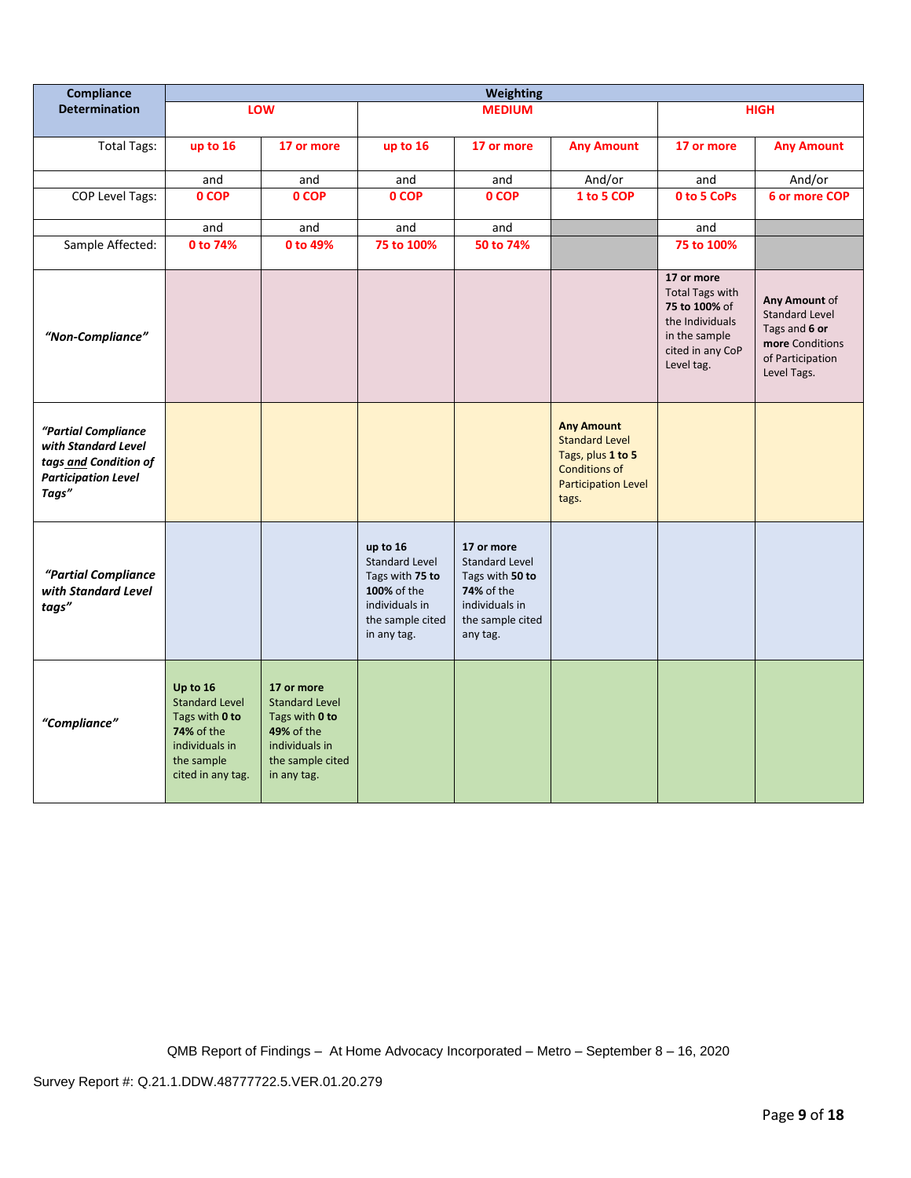| Compliance Determination | Weighting | | | | | | |
|---|---|---|---|---|---|---|---|
| | LOW | | MEDIUM | | | HIGH | |
| Total Tags: | up to 16 | 17 or more | up to 16 | 17 or more | Any Amount | 17 or more | Any Amount |
| | and | and | and | and | And/or | and | And/or |
| COP Level Tags: | 0 COP | 0 COP | 0 COP | 0 COP | 1 to 5 COP | 0 to 5 CoPs | 6 or more COP |
| | and | and | and | and | | and | |
| Sample Affected: | 0 to 74% | 0 to 49% | 75 to 100% | 50 to 74% | | 75 to 100% | |
| *"Non-Compliance"* | | | | | | **17 or more** Total Tags with **75 to 100%** of the Individuals in the sample cited in any CoP Level tag. | **Any Amount** of Standard Level Tags and **6 or more** Conditions of Participation Level Tags. |
| ***"Partial Compliance with Standard Level tags and Condition of Participation Level Tags"*** | | | | | **Any Amount** Standard Level Tags, plus **1 to 5** Conditions of Participation Level tags. | | |
| ***"Partial Compliance with Standard Level tags"*** | | | **up to 16** Standard Level Tags with **75 to 100%** of the individuals in the sample cited in any tag. | **17 or more** Standard Level Tags with **50 to 74%** of the individuals in the sample cited any tag. | | | |
| ***"Compliance"*** | **Up to 16** Standard Level Tags with **0 to 74%** of the individuals in the sample cited in any tag. | **17 or more** Standard Level Tags with **0 to 49%** of the individuals in the sample cited in any tag. | | | | | |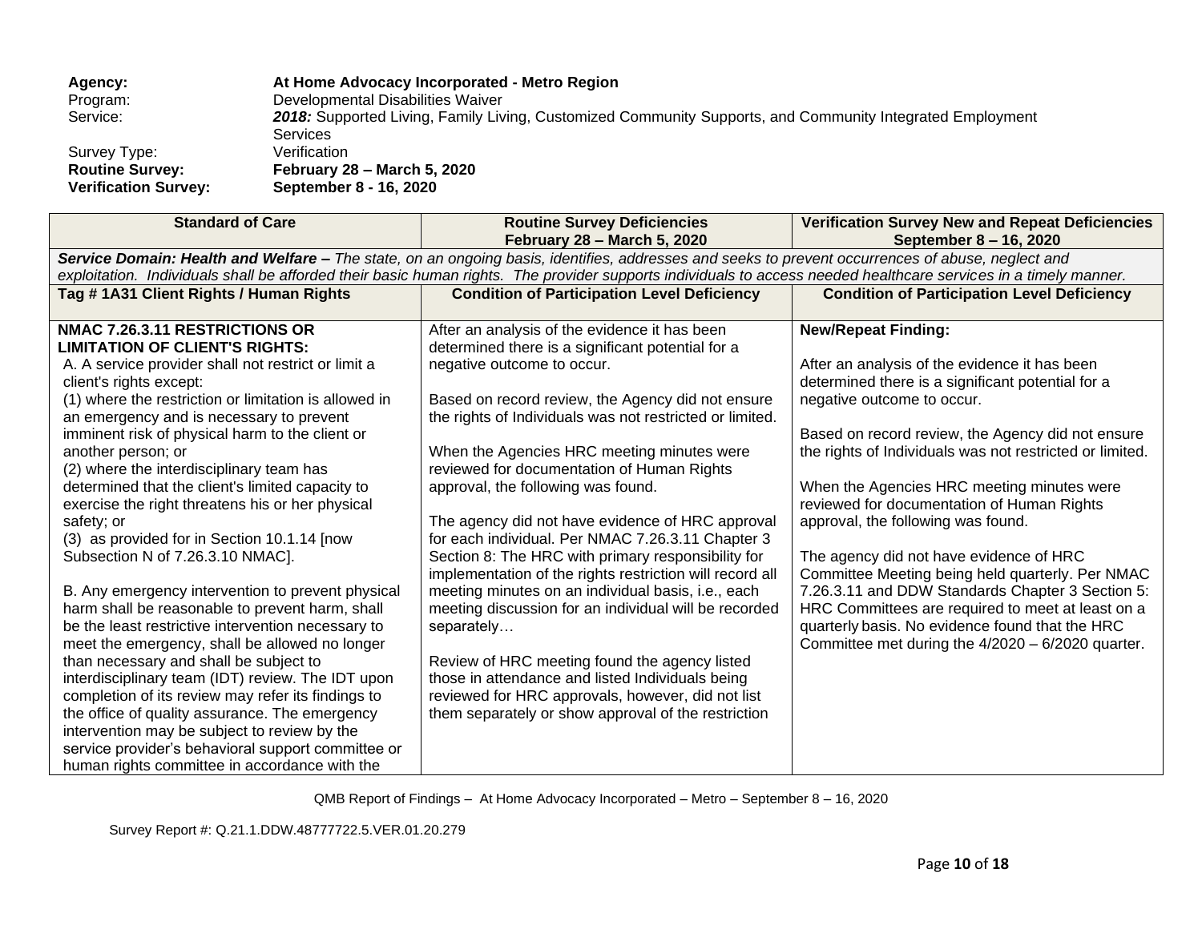| | | |
|---|---|---|
| **Agency:** | **At Home Advocacy Incorporated - Metro Region** | |
| Program: | Developmental Disabilities Waiver | |
| Service: | ***2018:*** Supported Living, Family Living, Customized Community Supports, and Community Integrated Employment Services | |
| Survey Type: | Verification | |
| **Routine Survey:** | **February 28 – March 5, 2020** | |
| **Verification Survey:** | **September 8 - 16, 2020** | |

| **Standard of Care** | **Routine Survey Deficiencies February 28 – March 5, 2020** | **Verification Survey New and Repeat Deficiencies September 8 – 16, 2020** |
|---|---|---|
| ***Service Domain: Health and Welfare –*** *The state, on an ongoing basis, identifies, addresses and seeks to prevent occurrences of abuse, neglect and exploitation. Individuals shall be afforded their basic human rights. The provider supports individuals to access needed healthcare services in a timely manner.* | | |
| **Tag # 1A31 Client Rights / Human Rights** | **Condition of Participation Level Deficiency** | **Condition of Participation Level Deficiency** |
| **NMAC 7.26.3.11 RESTRICTIONS OR LIMITATION OF CLIENT'S RIGHTS:**<br>A. A service provider shall not restrict or limit a client's rights except:<br>(1) where the restriction or limitation is allowed in an emergency and is necessary to prevent imminent risk of physical harm to the client or another person; or<br>(2) where the interdisciplinary team has determined that the client's limited capacity to exercise the right threatens his or her physical safety; or<br>(3) as provided for in Section 10.1.14 [now Subsection N of 7.26.3.10 NMAC].<br><br>B. Any emergency intervention to prevent physical harm shall be reasonable to prevent harm, shall be the least restrictive intervention necessary to meet the emergency, shall be allowed no longer than necessary and shall be subject to interdisciplinary team (IDT) review. The IDT upon completion of its review may refer its findings to the office of quality assurance. The emergency intervention may be subject to review by the service provider's behavioral support committee or human rights committee in accordance with the | After an analysis of the evidence it has been determined there is a significant potential for a negative outcome to occur.<br><br>Based on record review, the Agency did not ensure the rights of Individuals was not restricted or limited.<br><br>When the Agencies HRC meeting minutes were reviewed for documentation of Human Rights approval, the following was found.<br><br>The agency did not have evidence of HRC approval for each individual. Per NMAC 7.26.3.11 Chapter 3 Section 8: The HRC with primary responsibility for implementation of the rights restriction will record all meeting minutes on an individual basis, i.e., each meeting discussion for an individual will be recorded separately…<br><br>Review of HRC meeting found the agency listed those in attendance and listed Individuals being reviewed for HRC approvals, however, did not list them separately or show approval of the restriction | **New/Repeat Finding:**<br><br>After an analysis of the evidence it has been determined there is a significant potential for a negative outcome to occur.<br><br>Based on record review, the Agency did not ensure the rights of Individuals was not restricted or limited.<br><br>When the Agencies HRC meeting minutes were reviewed for documentation of Human Rights approval, the following was found.<br><br>The agency did not have evidence of HRC Committee Meeting being held quarterly. Per NMAC 7.26.3.11 and DDW Standards Chapter 3 Section 5: HRC Committees are required to meet at least on a quarterly basis. No evidence found that the HRC Committee met during the 4/2020 – 6/2020 quarter. |

QMB Report of Findings – At Home Advocacy Incorporated – Metro – September 8 – 16, 2020

Survey Report #: Q.21.1.DDW.48777722.5.VER.01.20.279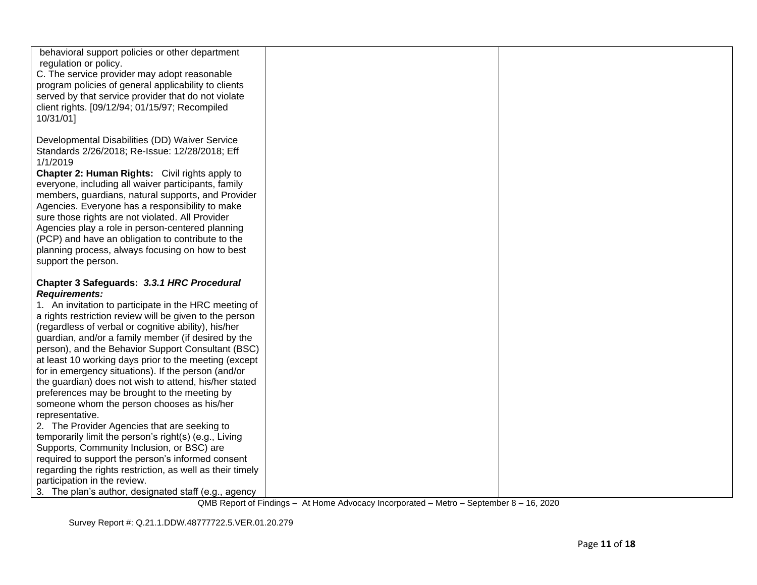| | | |
|---|---|---|
| behavioral support policies or other department regulation or policy.<br>C. The service provider may adopt reasonable program policies of general applicability to clients served by that service provider that do not violate client rights. [09/12/94; 01/15/97; Recompiled 10/31/01]<br><br>Developmental Disabilities (DD) Waiver Service Standards 2/26/2018; Re-Issue: 12/28/2018; Eff 1/1/2019<br>**Chapter 2: Human Rights:** Civil rights apply to everyone, including all waiver participants, family members, guardians, natural supports, and Provider Agencies. Everyone has a responsibility to make sure those rights are not violated. All Provider Agencies play a role in person-centered planning (PCP) and have an obligation to contribute to the planning process, always focusing on how to best support the person.<br><br>**Chapter 3 Safeguards:** ***3.3.1 HRC Procedural Requirements:***<br>1. An invitation to participate in the HRC meeting of a rights restriction review will be given to the person (regardless of verbal or cognitive ability), his/her guardian, and/or a family member (if desired by the person), and the Behavior Support Consultant (BSC) at least 10 working days prior to the meeting (except for in emergency situations). If the person (and/or the guardian) does not wish to attend, his/her stated preferences may be brought to the meeting by someone whom the person chooses as his/her representative.<br>2. The Provider Agencies that are seeking to temporarily limit the person's right(s) (e.g., Living Supports, Community Inclusion, or BSC) are required to support the person's informed consent regarding the rights restriction, as well as their timely participation in the review.<br>3. The plan's author, designated staff (e.g., agency | | |

QMB Report of Findings – At Home Advocacy Incorporated – Metro – September 8 – 16, 2020

Survey Report #: Q.21.1.DDW.48777722.5.VER.01.20.279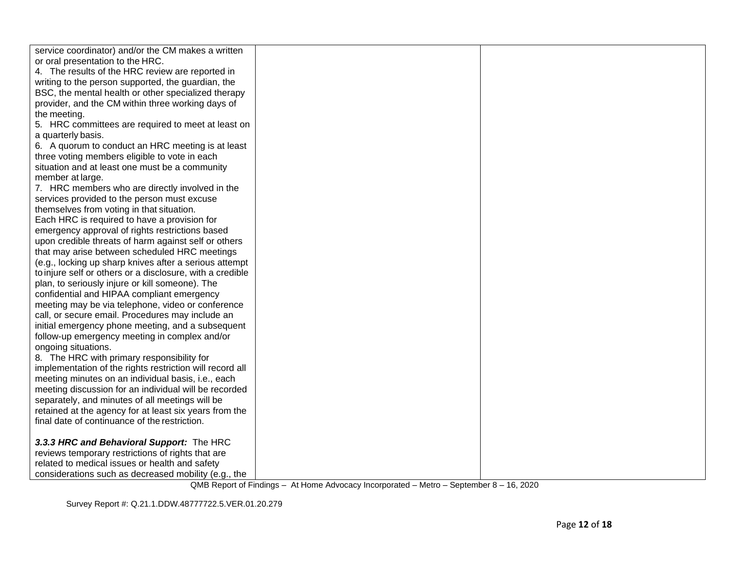| | | |
|---|---|---|
| service coordinator) and/or the CM makes a written or oral presentation to the HRC.<br>4. The results of the HRC review are reported in writing to the person supported, the guardian, the BSC, the mental health or other specialized therapy provider, and the CM within three working days of the meeting.<br>5. HRC committees are required to meet at least on a quarterly basis.<br>6. A quorum to conduct an HRC meeting is at least three voting members eligible to vote in each situation and at least one must be a community member at large.<br>7. HRC members who are directly involved in the services provided to the person must excuse themselves from voting in that situation.<br>Each HRC is required to have a provision for emergency approval of rights restrictions based upon credible threats of harm against self or others that may arise between scheduled HRC meetings (e.g., locking up sharp knives after a serious attempt to injure self or others or a disclosure, with a credible plan, to seriously injure or kill someone). The confidential and HIPAA compliant emergency meeting may be via telephone, video or conference call, or secure email. Procedures may include an initial emergency phone meeting, and a subsequent follow-up emergency meeting in complex and/or ongoing situations.<br>8. The HRC with primary responsibility for implementation of the rights restriction will record all meeting minutes on an individual basis, i.e., each meeting discussion for an individual will be recorded separately, and minutes of all meetings will be retained at the agency for at least six years from the final date of continuance of the restriction.<br><br>***3.3.3 HRC and Behavioral Support:*** The HRC reviews temporary restrictions of rights that are related to medical issues or health and safety considerations such as decreased mobility (e.g., the | | |

QMB Report of Findings – At Home Advocacy Incorporated – Metro – September 8 – 16, 2020

Survey Report #: Q.21.1.DDW.48777722.5.VER.01.20.279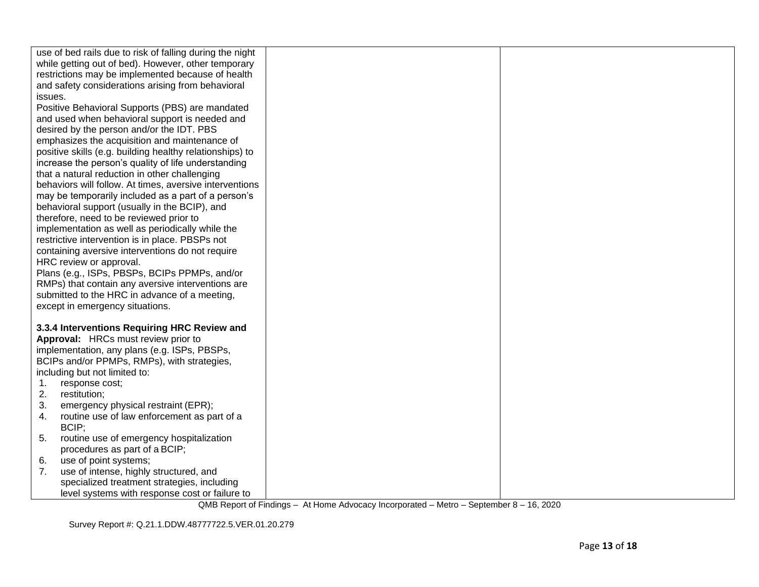| | | |
|---|---|---|
| use of bed rails due to risk of falling during the night while getting out of bed). However, other temporary restrictions may be implemented because of health and safety considerations arising from behavioral issues.<br>Positive Behavioral Supports (PBS) are mandated and used when behavioral support is needed and desired by the person and/or the IDT. PBS emphasizes the acquisition and maintenance of positive skills (e.g. building healthy relationships) to increase the person's quality of life understanding that a natural reduction in other challenging behaviors will follow. At times, aversive interventions may be temporarily included as a part of a person's behavioral support (usually in the BCIP), and therefore, need to be reviewed prior to implementation as well as periodically while the restrictive intervention is in place. PBSPs not containing aversive interventions do not require HRC review or approval.<br>Plans (e.g., ISPs, PBSPs, BCIPs PPMPs, and/or RMPs) that contain any aversive interventions are submitted to the HRC in advance of a meeting, except in emergency situations.<br><br>**3.3.4 Interventions Requiring HRC Review and Approval:** HRCs must review prior to implementation, any plans (e.g. ISPs, PBSPs, BCIPs and/or PPMPs, RMPs), with strategies, including but not limited to:<br>1. response cost;<br>2. restitution;<br>3. emergency physical restraint (EPR);<br>4. routine use of law enforcement as part of a BCIP;<br>5. routine use of emergency hospitalization procedures as part of a BCIP;<br>6. use of point systems;<br>7. use of intense, highly structured, and specialized treatment strategies, including level systems with response cost or failure to | | |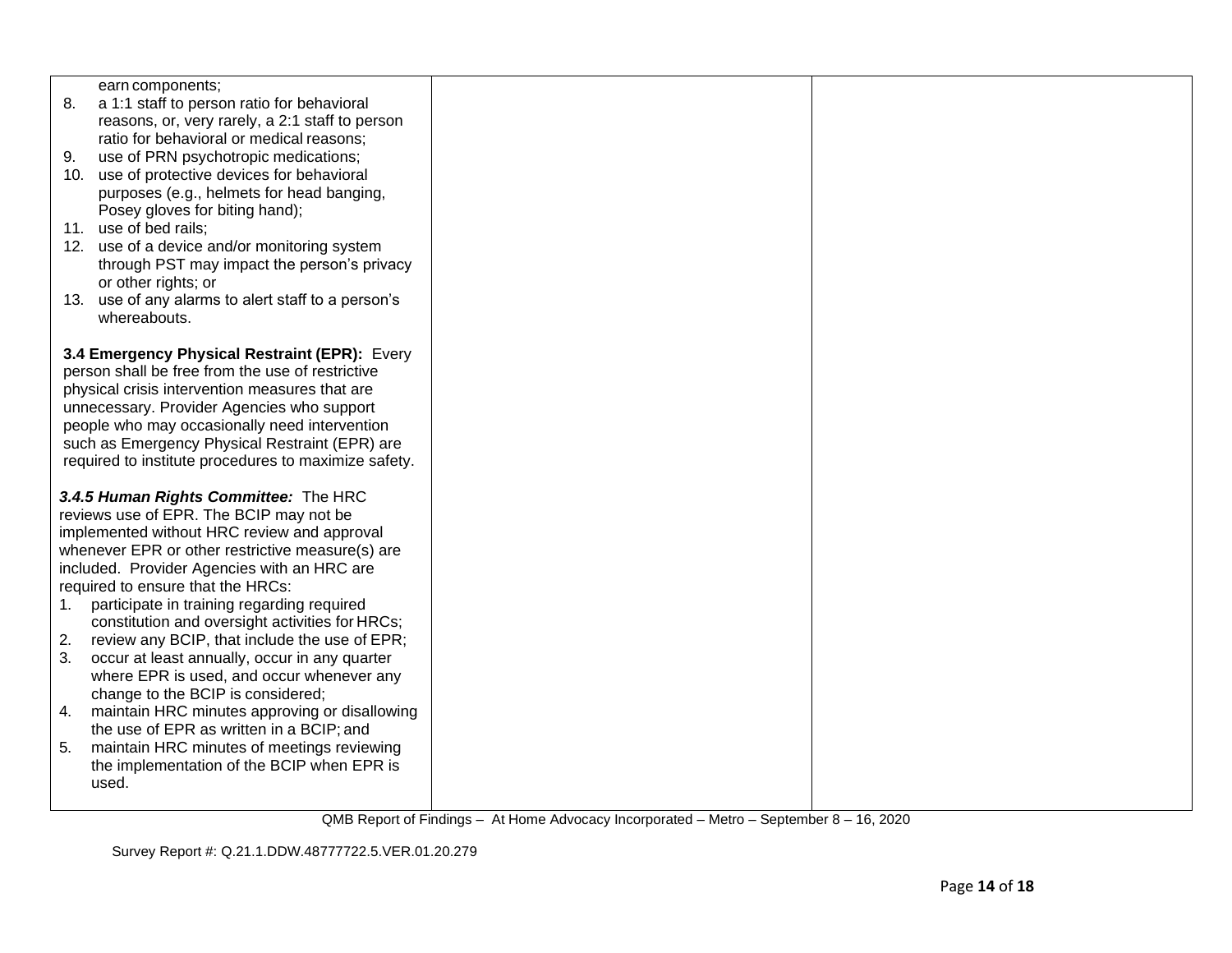| | | |
|---|---|---|
| earn components;<br>8. a 1:1 staff to person ratio for behavioral reasons, or, very rarely, a 2:1 staff to person ratio for behavioral or medical reasons;<br>9. use of PRN psychotropic medications;<br>10. use of protective devices for behavioral purposes (e.g., helmets for head banging, Posey gloves for biting hand);<br>11. use of bed rails;<br>12. use of a device and/or monitoring system through PST may impact the person's privacy or other rights; or<br>13. use of any alarms to alert staff to a person's whereabouts.<br><br>**3.4 Emergency Physical Restraint (EPR):** Every person shall be free from the use of restrictive physical crisis intervention measures that are unnecessary. Provider Agencies who support people who may occasionally need intervention such as Emergency Physical Restraint (EPR) are required to institute procedures to maximize safety.<br><br>***3.4.5 Human Rights Committee:*** The HRC reviews use of EPR. The BCIP may not be implemented without HRC review and approval whenever EPR or other restrictive measure(s) are included. Provider Agencies with an HRC are required to ensure that the HRCs:<br>1. participate in training regarding required constitution and oversight activities for HRCs;<br>2. review any BCIP, that include the use of EPR;<br>3. occur at least annually, occur in any quarter where EPR is used, and occur whenever any change to the BCIP is considered;<br>4. maintain HRC minutes approving or disallowing the use of EPR as written in a BCIP; and<br>5. maintain HRC minutes of meetings reviewing the implementation of the BCIP when EPR is used. | | |

QMB Report of Findings – At Home Advocacy Incorporated – Metro – September 8 – 16, 2020

Survey Report #: Q.21.1.DDW.48777722.5.VER.01.20.279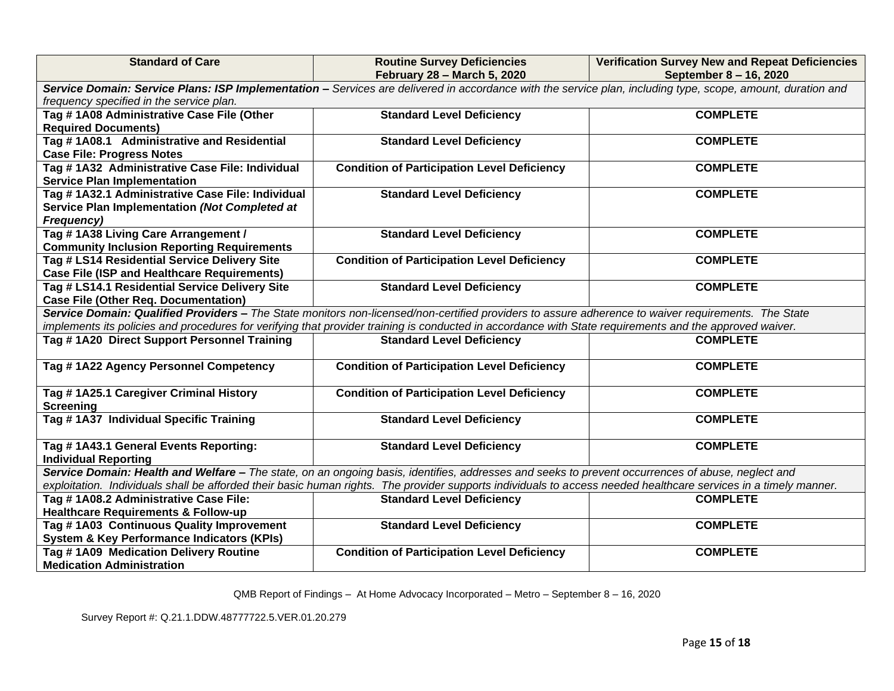| Standard of Care | Routine Survey Deficiencies February 28 – March 5, 2020 | Verification Survey New and Repeat Deficiencies September 8 – 16, 2020 |
|---|---|---|
| ***Service Domain: Service Plans: ISP Implementation –*** *Services are delivered in accordance with the service plan, including type, scope, amount, duration and frequency specified in the service plan.* | | |
| **Tag # 1A08 Administrative Case File (Other Required Documents)** | **Standard Level Deficiency** | **COMPLETE** |
| **Tag # 1A08.1 Administrative and Residential Case File: Progress Notes** | **Standard Level Deficiency** | **COMPLETE** |
| **Tag # 1A32 Administrative Case File: Individual Service Plan Implementation** | **Condition of Participation Level Deficiency** | **COMPLETE** |
| **Tag # 1A32.1 Administrative Case File: Individual Service Plan Implementation *(Not Completed at Frequency)*** | **Standard Level Deficiency** | **COMPLETE** |
| **Tag # 1A38 Living Care Arrangement / Community Inclusion Reporting Requirements** | **Standard Level Deficiency** | **COMPLETE** |
| **Tag # LS14 Residential Service Delivery Site Case File (ISP and Healthcare Requirements)** | **Condition of Participation Level Deficiency** | **COMPLETE** |
| **Tag # LS14.1 Residential Service Delivery Site Case File (Other Req. Documentation)** | **Standard Level Deficiency** | **COMPLETE** |
| ***Service Domain: Qualified Providers –*** *The State monitors non-licensed/non-certified providers to assure adherence to waiver requirements. The State implements its policies and procedures for verifying that provider training is conducted in accordance with State requirements and the approved waiver.* | | |
| **Tag # 1A20 Direct Support Personnel Training** | **Standard Level Deficiency** | **COMPLETE** |
| **Tag # 1A22 Agency Personnel Competency** | **Condition of Participation Level Deficiency** | **COMPLETE** |
| **Tag # 1A25.1 Caregiver Criminal History Screening** | **Condition of Participation Level Deficiency** | **COMPLETE** |
| **Tag # 1A37 Individual Specific Training** | **Standard Level Deficiency** | **COMPLETE** |
| **Tag # 1A43.1 General Events Reporting: Individual Reporting** | **Standard Level Deficiency** | **COMPLETE** |
| ***Service Domain: Health and Welfare –*** *The state, on an ongoing basis, identifies, addresses and seeks to prevent occurrences of abuse, neglect and exploitation. Individuals shall be afforded their basic human rights. The provider supports individuals to access needed healthcare services in a timely manner.* | | |
| **Tag # 1A08.2 Administrative Case File: Healthcare Requirements & Follow-up** | **Standard Level Deficiency** | **COMPLETE** |
| **Tag # 1A03 Continuous Quality Improvement System & Key Performance Indicators (KPIs)** | **Standard Level Deficiency** | **COMPLETE** |
| **Tag # 1A09 Medication Delivery Routine Medication Administration** | **Condition of Participation Level Deficiency** | **COMPLETE** |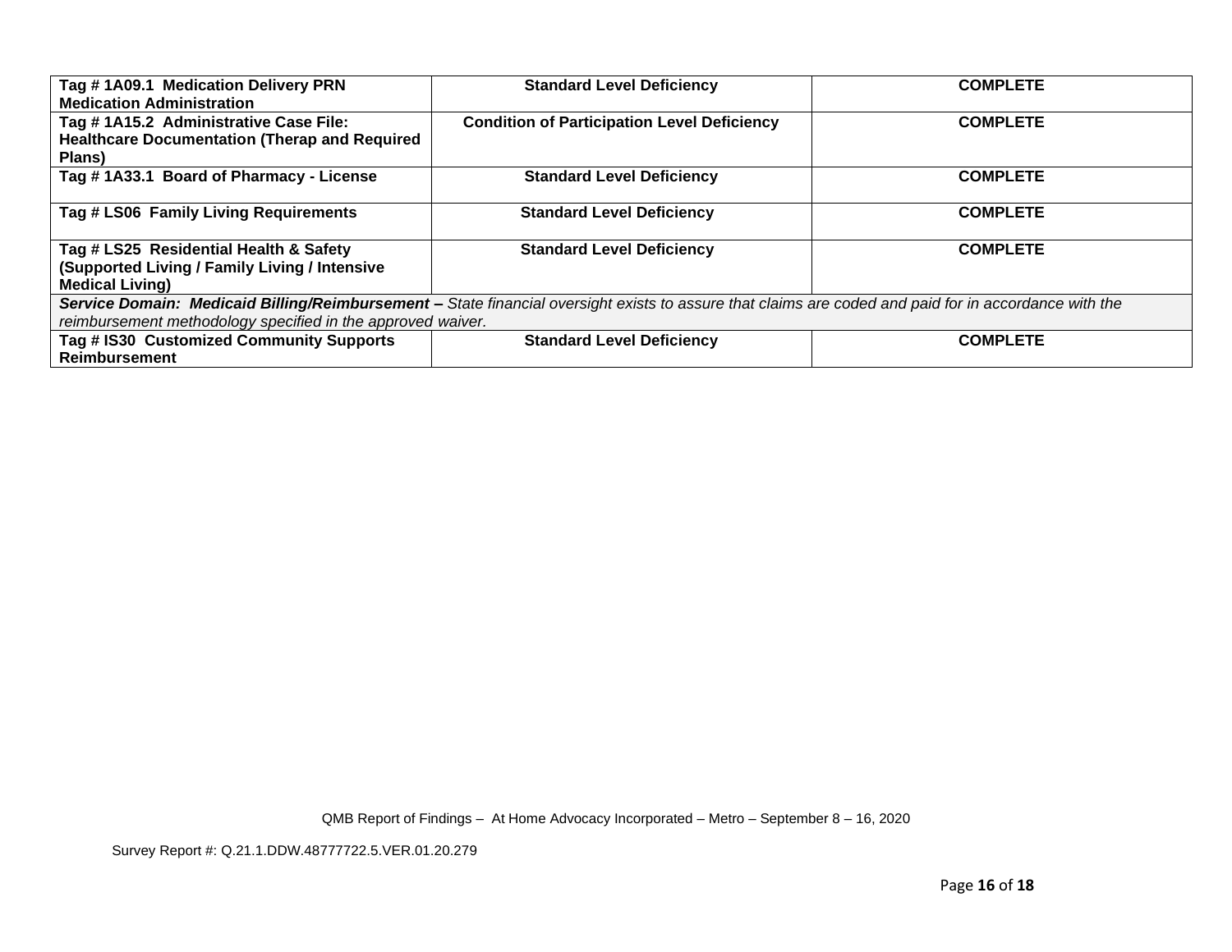| | | |
|---|---|---|
| **Tag # 1A09.1 Medication Delivery PRN Medication Administration** | **Standard Level Deficiency** | **COMPLETE** |
| **Tag # 1A15.2 Administrative Case File: Healthcare Documentation (Therap and Required Plans)** | **Condition of Participation Level Deficiency** | **COMPLETE** |
| **Tag # 1A33.1 Board of Pharmacy - License** | **Standard Level Deficiency** | **COMPLETE** |
| **Tag # LS06 Family Living Requirements** | **Standard Level Deficiency** | **COMPLETE** |
| **Tag # LS25 Residential Health & Safety (Supported Living / Family Living / Intensive Medical Living)** | **Standard Level Deficiency** | **COMPLETE** |
| ***Service Domain: Medicaid Billing/Reimbursement –*** *State financial oversight exists to assure that claims are coded and paid for in accordance with the reimbursement methodology specified in the approved waiver.* | | |
| **Tag # IS30 Customized Community Supports Reimbursement** | **Standard Level Deficiency** | **COMPLETE** |

QMB Report of Findings – At Home Advocacy Incorporated – Metro – September 8 – 16, 2020

Survey Report #: Q.21.1.DDW.48777722.5.VER.01.20.279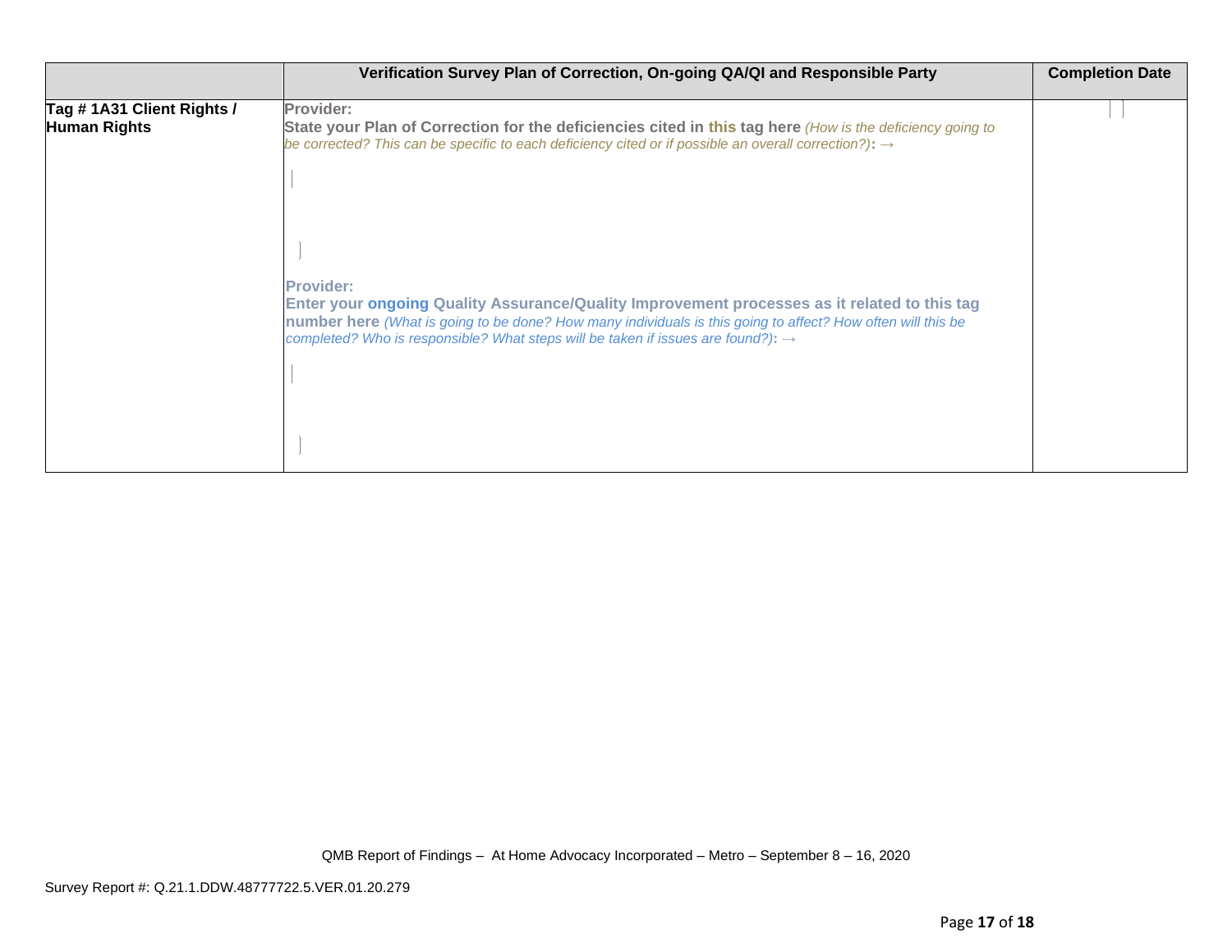| | Verification Survey Plan of Correction, On-going QA/QI and Responsible Party | Completion Date |
|---|---|---|
| **Tag # 1A31 Client Rights / Human Rights** | **Provider:**<br>**State your Plan of Correction for the deficiencies cited in this tag here** *(How is the deficiency going to be corrected? This can be specific to each deficiency cited or if possible an overall correction?)*: →<br><br>**Provider:**<br>**Enter your ongoing Quality Assurance/Quality Improvement processes as it related to this tag number here** *(What is going to be done? How many individuals is this going to affect? How often will this be completed? Who is responsible? What steps will be taken if issues are found?)*: → | |

QMB Report of Findings – At Home Advocacy Incorporated – Metro – September 8 – 16, 2020

Survey Report #: Q.21.1.DDW.48777722.5.VER.01.20.279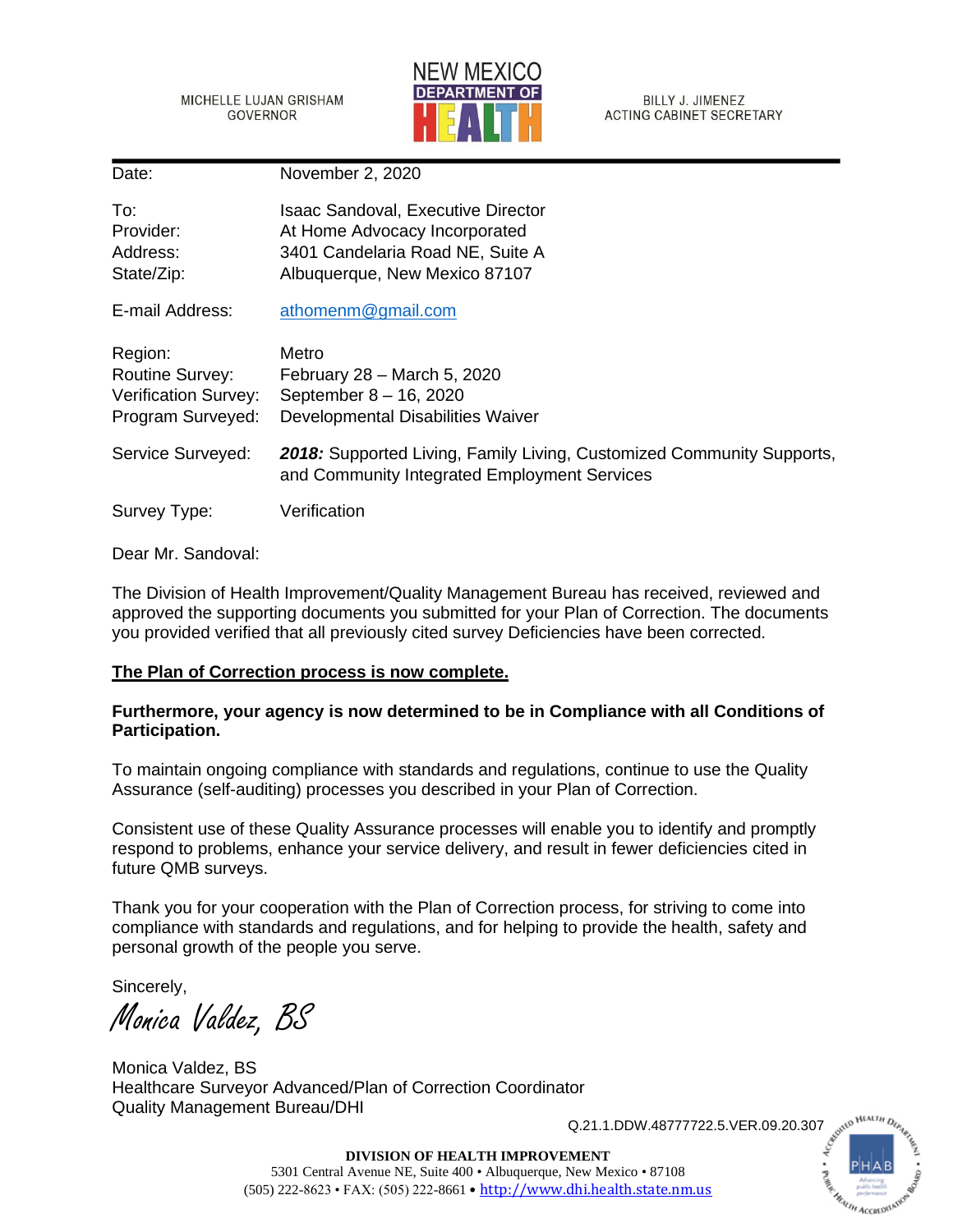MICHELLE LUJAN GRISHAM
GOVERNOR

NEW MEXICO
DEPARTMENT OF
HEALTH

BILLY J. JIMENEZ
ACTING CABINET SECRETARY

| | |
|---|---|
| Date: | November 2, 2020 |
| To: | Isaac Sandoval, Executive Director |
| Provider: | At Home Advocacy Incorporated |
| Address: | 3401 Candelaria Road NE, Suite A |
| State/Zip: | Albuquerque, New Mexico 87107 |
| E-mail Address: | athomenm@gmail.com |
| Region: | Metro |
| Routine Survey: | February 28 – March 5, 2020 |
| Verification Survey: | September 8 – 16, 2020 |
| Program Surveyed: | Developmental Disabilities Waiver |
| Service Surveyed: | ***2018:*** Supported Living, Family Living, Customized Community Supports, and Community Integrated Employment Services |
| Survey Type: | Verification |

Dear Mr. Sandoval:

The Division of Health Improvement/Quality Management Bureau has received, reviewed and approved the supporting documents you submitted for your Plan of Correction. The documents you provided verified that all previously cited survey Deficiencies have been corrected.

**The Plan of Correction process is now complete.**

**Furthermore, your agency is now determined to be in Compliance with all Conditions of Participation.**

To maintain ongoing compliance with standards and regulations, continue to use the Quality Assurance (self-auditing) processes you described in your Plan of Correction.

Consistent use of these Quality Assurance processes will enable you to identify and promptly respond to problems, enhance your service delivery, and result in fewer deficiencies cited in future QMB surveys.

Thank you for your cooperation with the Plan of Correction process, for striving to come into compliance with standards and regulations, and for helping to provide the health, safety and personal growth of the people you serve.

Sincerely,

*Monica Valdez, BS*

Monica Valdez, BS
Healthcare Surveyor Advanced/Plan of Correction Coordinator
Quality Management Bureau/DHI

Q.21.1.DDW.48777722.5.VER.09.20.307

**DIVISION OF HEALTH IMPROVEMENT**
5301 Central Avenue NE, Suite 400 • Albuquerque, New Mexico • 87108
(505) 222-8623 • FAX: (505) 222-8661 • http://www.dhi.health.state.nm.us